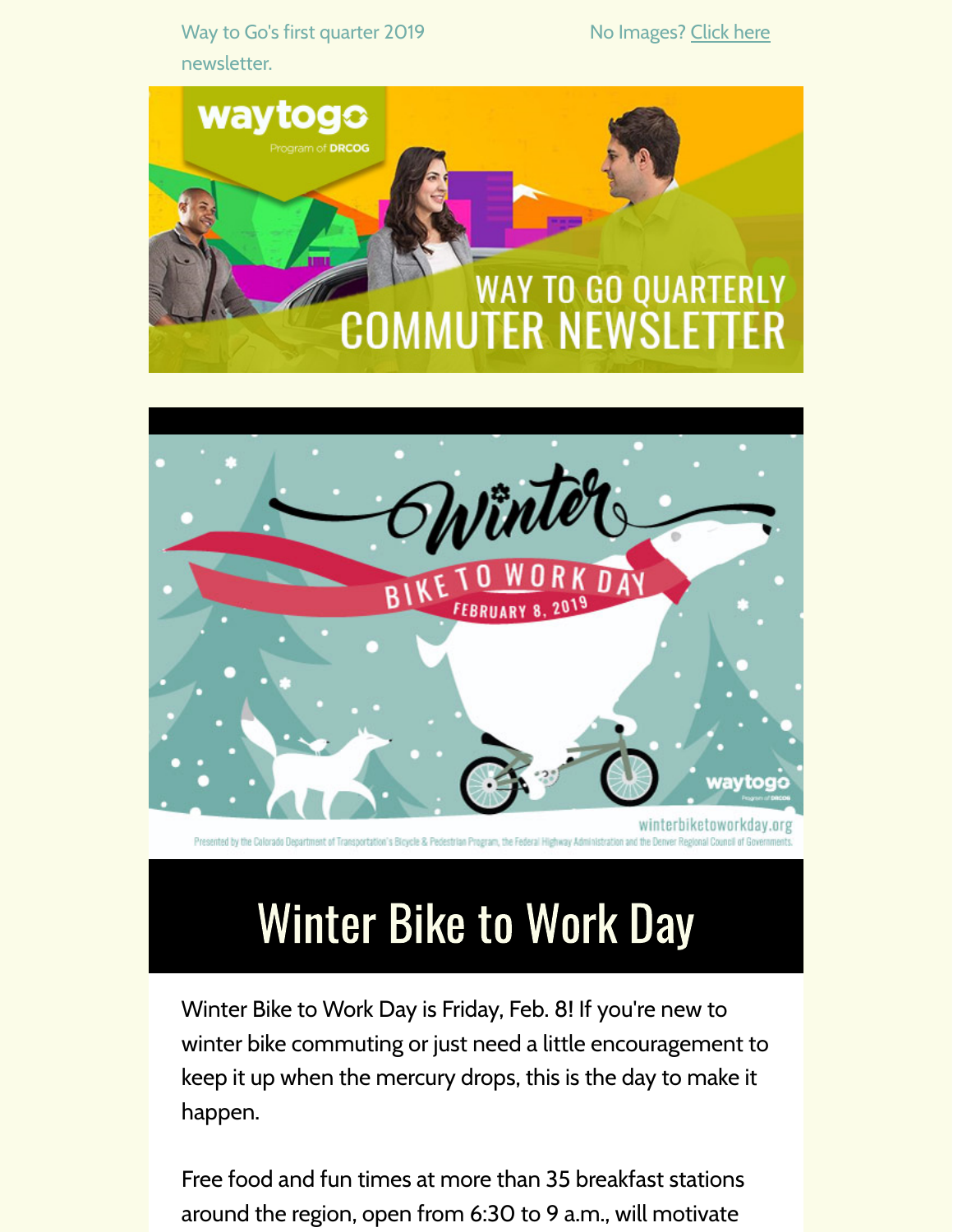Way to Go's first quarter 2019 newsletter.

No Images? Click here

# WAY TO GO QUARTERLY COMMUTER NEWSLETTER

## Winter Bike to Work Day

Winter Bike to Work Day is Friday, Feb. 8! If you're new to winter bike commuting or just need a little encouragement to keep it up when the mercury drops, this is the day to make it happen.

Free food and fun times at more than 35 breakfast stations around the region, open from 6:30 to 9 a.m., will motivate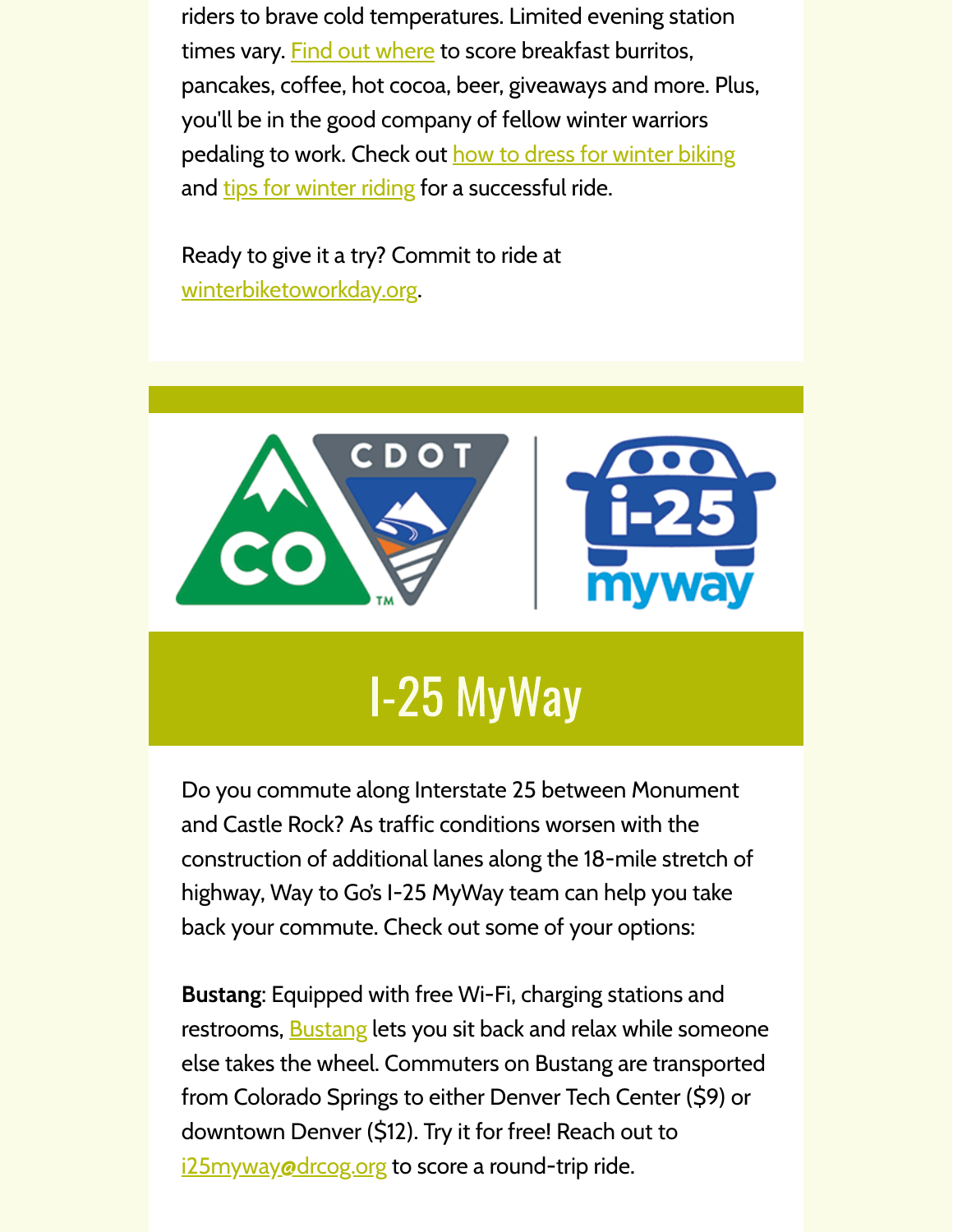riders to brave cold temperatures. Limited evening station times vary. Find out where to score breakfast burritos, pancakes, coffee, hot cocoa, beer, giveaways and more. Plus, you'll be in the good company of fellow winter warriors pedaling to work. Check out how to dress for winter biking and tips for winter riding for a successful ride.

Ready to give it a try? Commit to ride at winterbiketoworkday.org.

# I-25 MyWay

Do you commute along Interstate 25 between Monument and Castle Rock? As traffic conditions worsen with the construction of additional lanes along the 18-mile stretch of highway, Way to Go's I-25 MyWay team can help you take back your commute. Check out some of your options:

**Bustang**: Equipped with free Wi-Fi, charging stations and restrooms, Bustang lets you sit back and relax while someone else takes the wheel. Commuters on Bustang are transported from Colorado Springs to either Denver Tech Center ($9) or downtown Denver ($12). Try it for free! Reach out to i25myway@drcog.org to score a round-trip ride.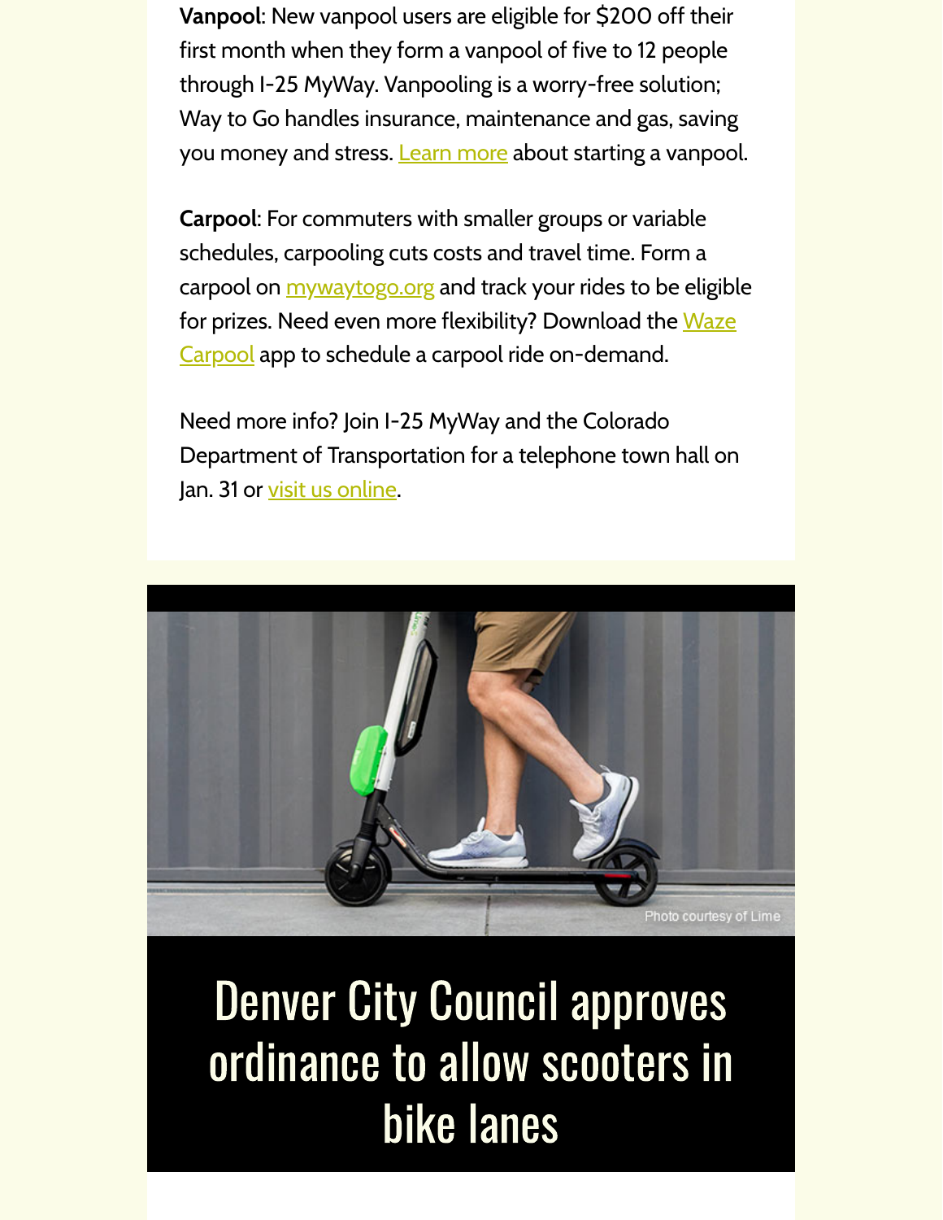**Vanpool**: New vanpool users are eligible for $200 off their first month when they form a vanpool of five to 12 people through I-25 MyWay. Vanpooling is a worry-free solution; Way to Go handles insurance, maintenance and gas, saving you money and stress. Learn more about starting a vanpool.

**Carpool**: For commuters with smaller groups or variable schedules, carpooling cuts costs and travel time. Form a carpool on mywaytogo.org and track your rides to be eligible for prizes. Need even more flexibility? Download the Waze Carpool app to schedule a carpool ride on-demand.

Need more info? Join I-25 MyWay and the Colorado Department of Transportation for a telephone town hall on Jan. 31 or visit us online.

Photo courtesy of Lime

# Denver City Council approves ordinance to allow scooters in bike lanes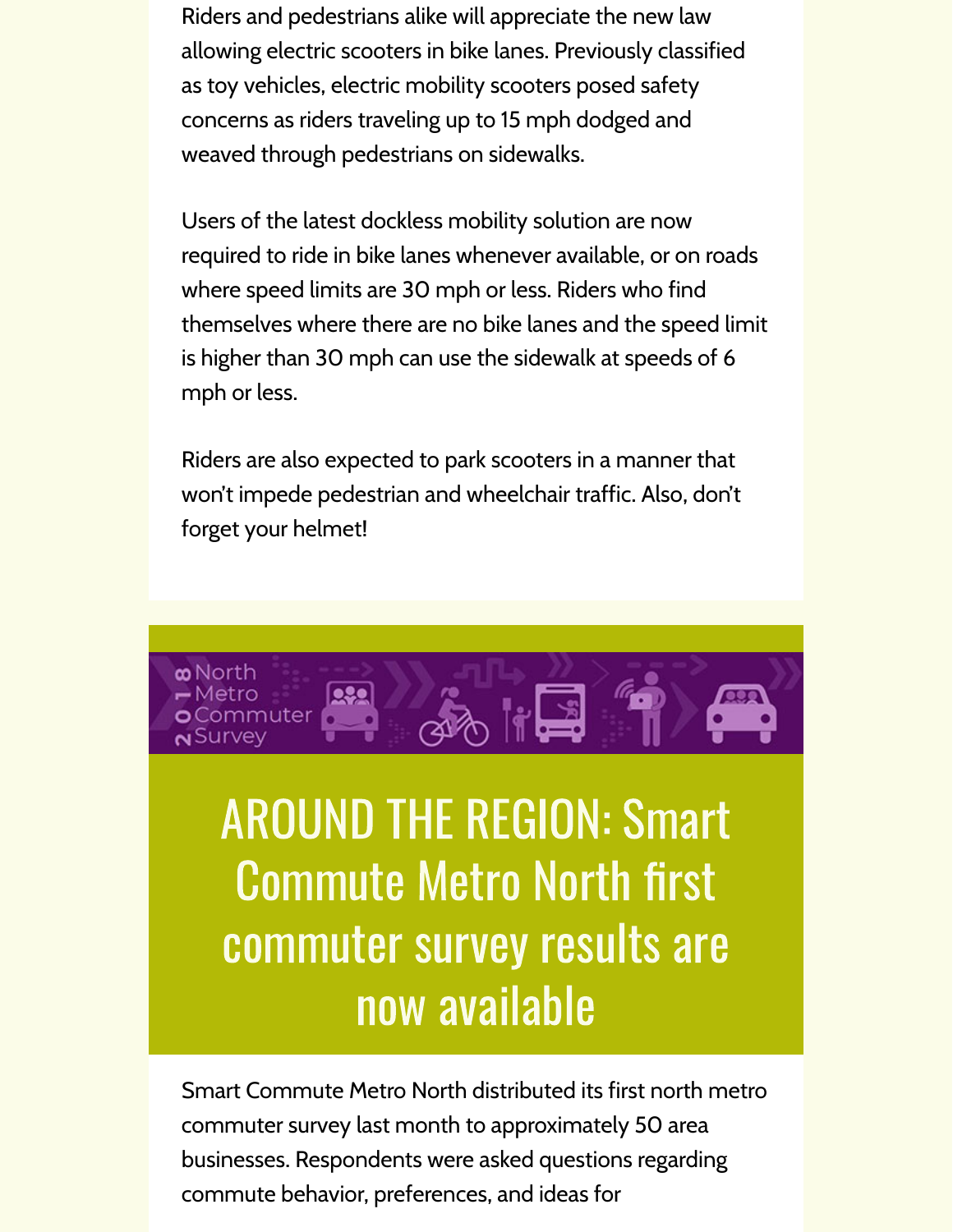Riders and pedestrians alike will appreciate the new law allowing electric scooters in bike lanes. Previously classified as toy vehicles, electric mobility scooters posed safety concerns as riders traveling up to 15 mph dodged and weaved through pedestrians on sidewalks.

Users of the latest dockless mobility solution are now required to ride in bike lanes whenever available, or on roads where speed limits are 30 mph or less. Riders who find themselves where there are no bike lanes and the speed limit is higher than 30 mph can use the sidewalk at speeds of 6 mph or less.

Riders are also expected to park scooters in a manner that won't impede pedestrian and wheelchair traffic. Also, don't forget your helmet!

# AROUND THE REGION: Smart Commute Metro North first commuter survey results are now available

Smart Commute Metro North distributed its first north metro commuter survey last month to approximately 50 area businesses. Respondents were asked questions regarding commute behavior, preferences, and ideas for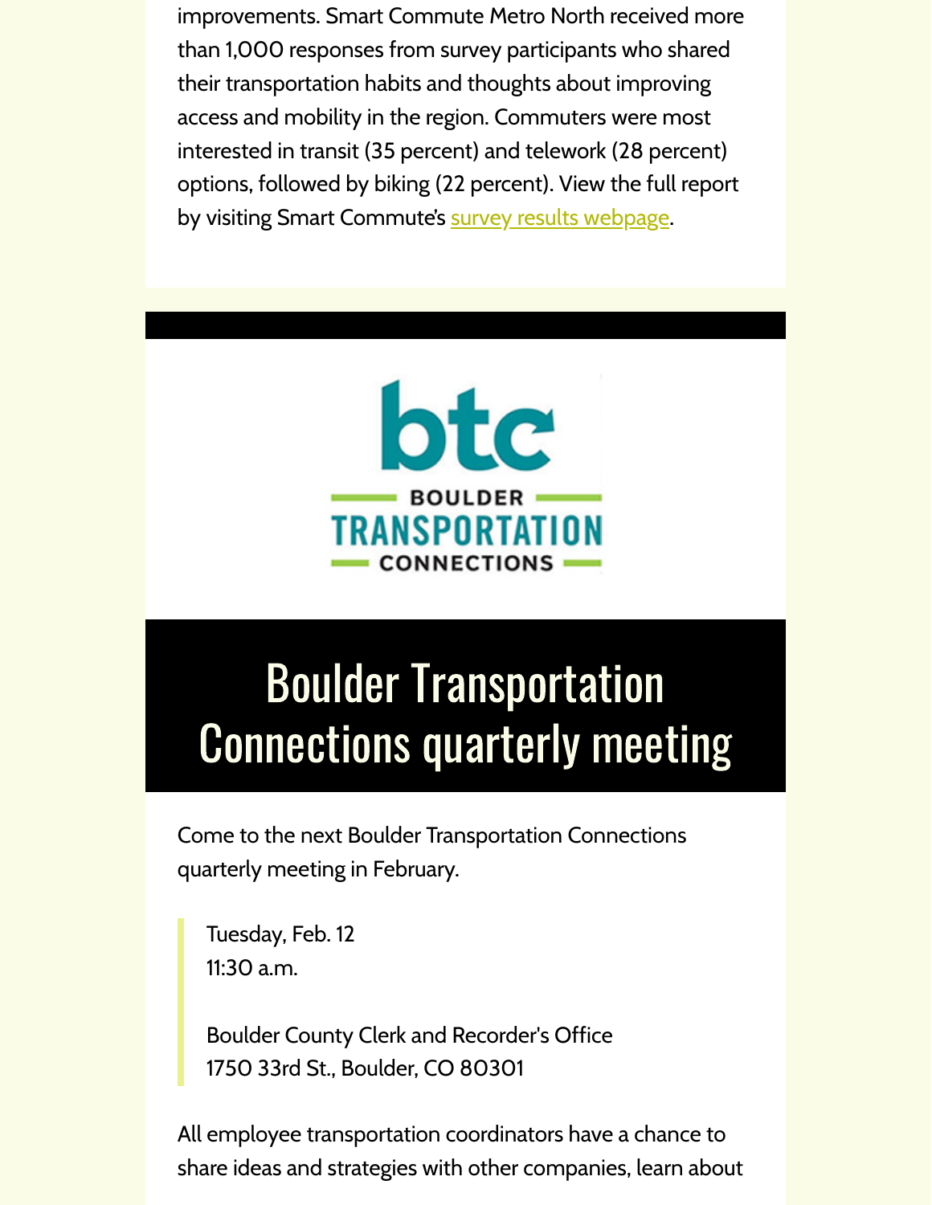improvements. Smart Commute Metro North received more than 1,000 responses from survey participants who shared their transportation habits and thoughts about improving access and mobility in the region. Commuters were most interested in transit (35 percent) and telework (28 percent) options, followed by biking (22 percent). View the full report by visiting Smart Commute's survey results webpage.

# Boulder Transportation Connections quarterly meeting

Come to the next Boulder Transportation Connections quarterly meeting in February.

> Tuesday, Feb. 12
> 11:30 a.m.
>
> Boulder County Clerk and Recorder's Office
> 1750 33rd St., Boulder, CO 80301

All employee transportation coordinators have a chance to share ideas and strategies with other companies, learn about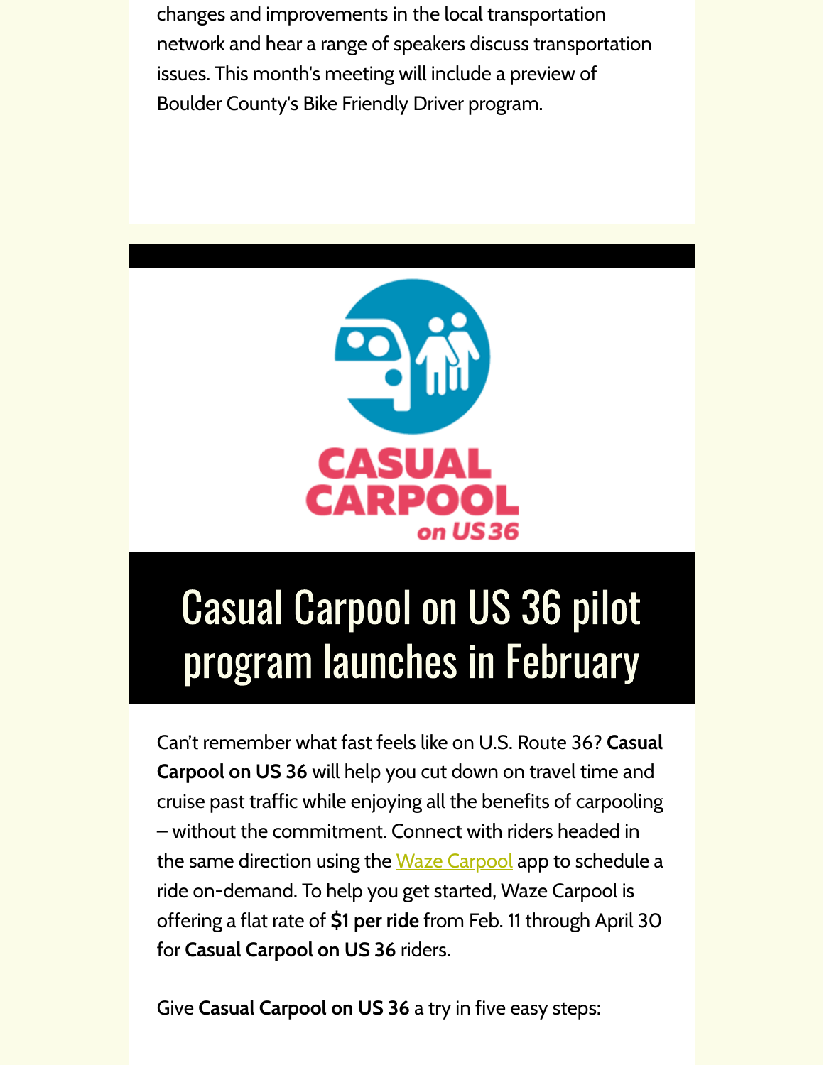changes and improvements in the local transportation network and hear a range of speakers discuss transportation issues. This month's meeting will include a preview of Boulder County's Bike Friendly Driver program.

CASUAL CARPOOL on US 36

# Casual Carpool on US 36 pilot program launches in February

Can't remember what fast feels like on U.S. Route 36? **Casual Carpool on US 36** will help you cut down on travel time and cruise past traffic while enjoying all the benefits of carpooling – without the commitment. Connect with riders headed in the same direction using the Waze Carpool app to schedule a ride on-demand. To help you get started, Waze Carpool is offering a flat rate of **$1 per ride** from Feb. 11 through April 30 for **Casual Carpool on US 36** riders.

Give **Casual Carpool on US 36** a try in five easy steps: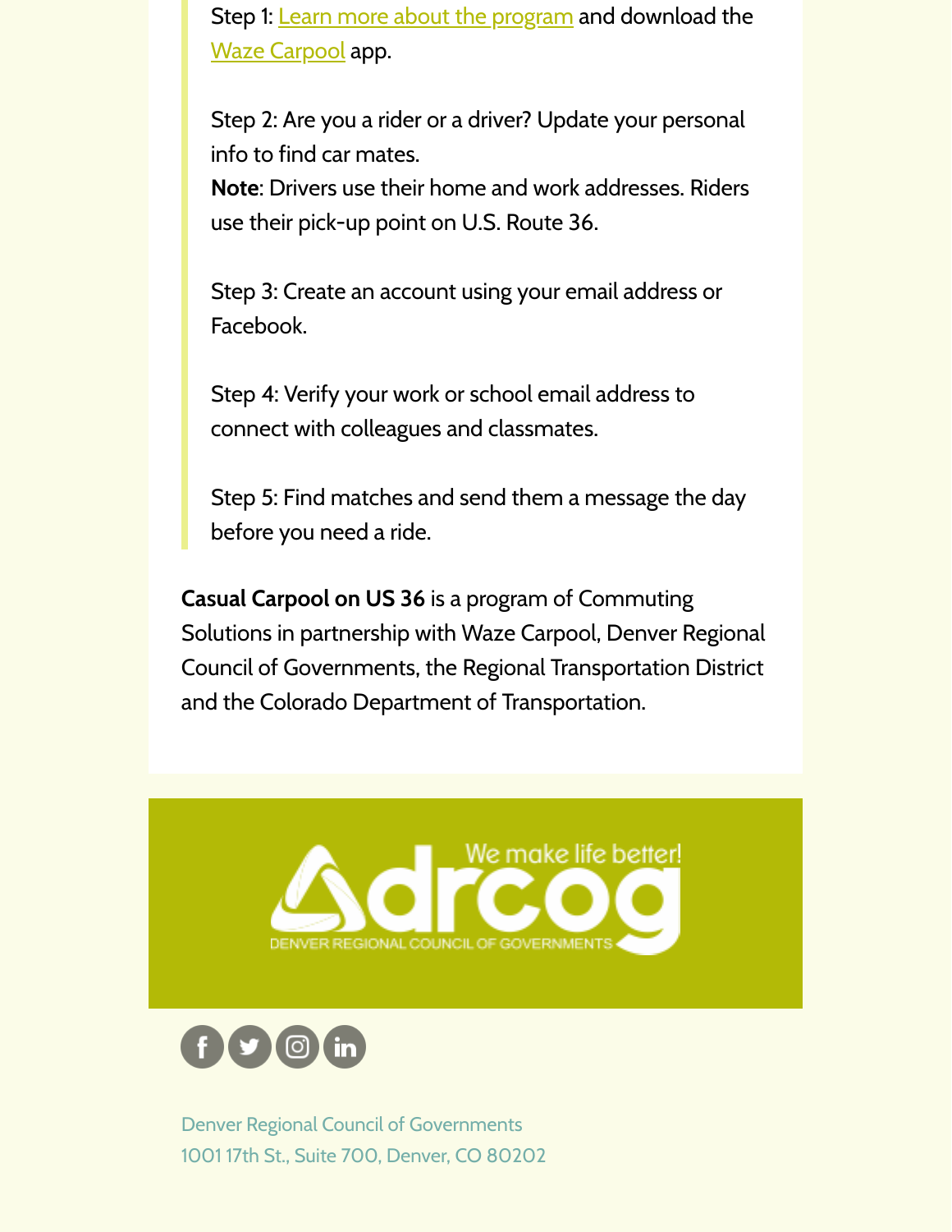Step 1: Learn more about the program and download the Waze Carpool app.

Step 2: Are you a rider or a driver? Update your personal info to find car mates.
**Note**: Drivers use their home and work addresses. Riders use their pick-up point on U.S. Route 36.

Step 3: Create an account using your email address or Facebook.

Step 4: Verify your work or school email address to connect with colleagues and classmates.

Step 5: Find matches and send them a message the day before you need a ride.

**Casual Carpool on US 36** is a program of Commuting Solutions in partnership with Waze Carpool, Denver Regional Council of Governments, the Regional Transportation District and the Colorado Department of Transportation.

We make life better!
drcog
DENVER REGIONAL COUNCIL OF GOVERNMENTS

Denver Regional Council of Governments
1001 17th St., Suite 700, Denver, CO 80202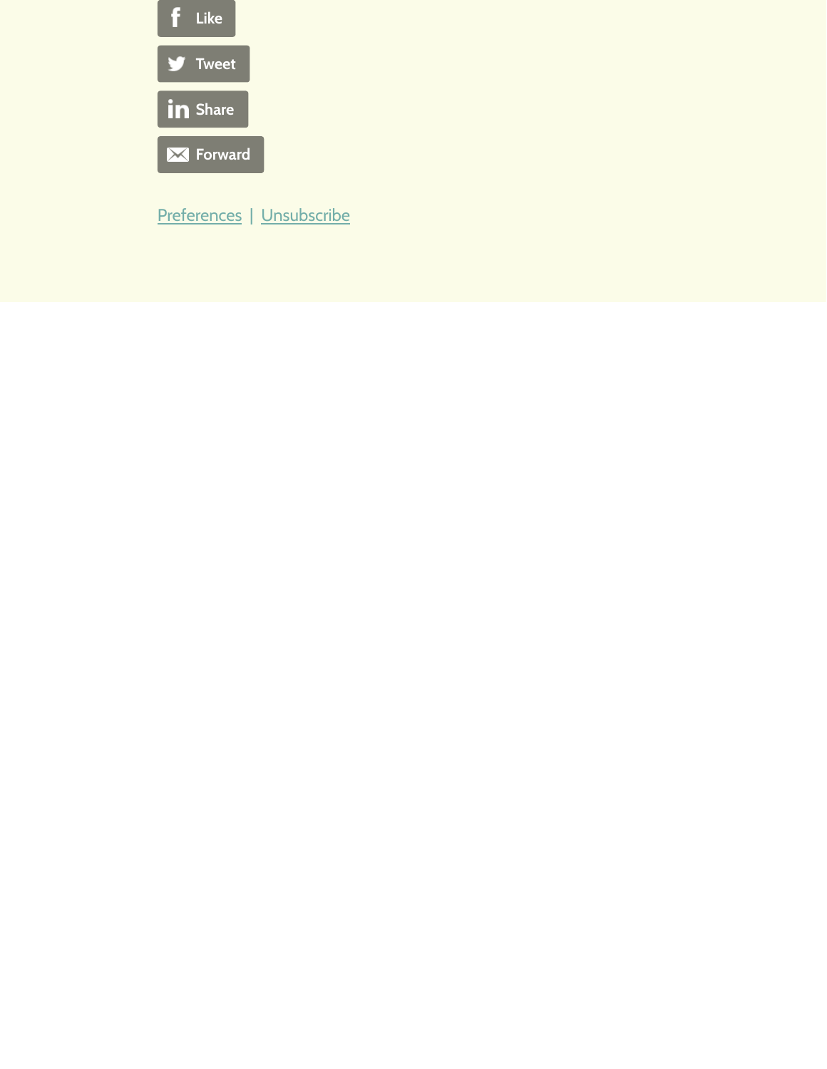Like

Tweet

Share

Forward

Preferences | Unsubscribe